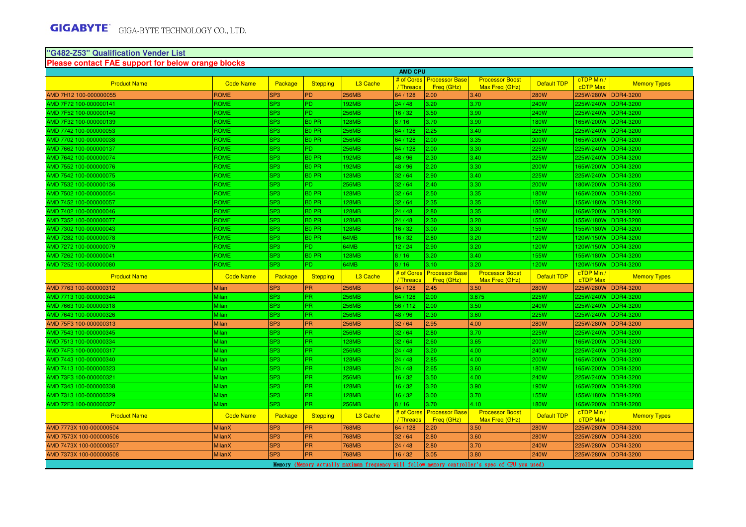GIGABYTE GIGA-BYTE TECHNOLOGY CO., LTD.

## "G482-Z53" Qualification Vender List

**Please contact FAE support for below orange blocks**

| AMD CPU | | | | | | | | | | |
|---|---|---|---|---|---|---|---|---|---|---|
| Product Name | Code Name | Package | Stepping | L3 Cache | # of Cores / Threads | Processor Base Freq (GHz) | Processor Boost Max Freq (GHz) | Default TDP | cTDP Min / cDTP Max | Memory Types |
| AMD 7H12 100-000000055 | ROME | SP3 | PD | 256MB | 64 / 128 | 2.00 | 3.40 | 280W | 225W/280W | DDR4-3200 |
| AMD 7F72 100-000000141 | ROME | SP3 | PD | 192MB | 24 / 48 | 3.20 | 3.70 | 240W | 225W/240W | DDR4-3200 |
| AMD 7F52 100-000000140 | ROME | SP3 | PD | 256MB | 16 / 32 | 3.50 | 3.90 | 240W | 225W/240W | DDR4-3200 |
| AMD 7F32 100-000000139 | ROME | SP3 | B0 PR | 128MB | 8 / 16 | 3.70 | 3.90 | 180W | 165W/200W | DDR4-3200 |
| AMD 7742 100-000000053 | ROME | SP3 | B0 PR | 256MB | 64 / 128 | 2.25 | 3.40 | 225W | 225W/240W | DDR4-3200 |
| AMD 7702 100-000000038 | ROME | SP3 | B0 PR | 256MB | 64 / 128 | 2.00 | 3.35 | 200W | 165W/200W | DDR4-3200 |
| AMD 7662 100-000000137 | ROME | SP3 | PD | 256MB | 64 / 128 | 2.00 | 3.30 | 225W | 225W/240W | DDR4-3200 |
| AMD 7642 100-000000074 | ROME | SP3 | B0 PR | 192MB | 48 / 96 | 2.30 | 3.40 | 225W | 225W/240W | DDR4-3200 |
| AMD 7552 100-000000076 | ROME | SP3 | B0 PR | 192MB | 48 / 96 | 2.20 | 3.30 | 200W | 165W/200W | DDR4-3200 |
| AMD 7542 100-000000075 | ROME | SP3 | B0 PR | 128MB | 32 / 64 | 2.90 | 3.40 | 225W | 225W/240W | DDR4-3200 |
| AMD 7532 100-000000136 | ROME | SP3 | PD | 256MB | 32 / 64 | 2.40 | 3.30 | 200W | 180W/200W | DDR4-3200 |
| AMD 7502 100-000000054 | ROME | SP3 | B0 PR | 128MB | 32 / 64 | 2.50 | 3.35 | 180W | 165W/200W | DDR4-3200 |
| AMD 7452 100-000000057 | ROME | SP3 | B0 PR | 128MB | 32 / 64 | 2.35 | 3.35 | 155W | 155W/180W | DDR4-3200 |
| AMD 7402 100-000000046 | ROME | SP3 | B0 PR | 128MB | 24 / 48 | 2.80 | 3.35 | 180W | 165W/200W | DDR4-3200 |
| AMD 7352 100-000000077 | ROME | SP3 | B0 PR | 128MB | 24 / 48 | 2.30 | 3.20 | 155W | 155W/180W | DDR4-3200 |
| AMD 7302 100-000000043 | ROME | SP3 | B0 PR | 128MB | 16 / 32 | 3.00 | 3.30 | 155W | 155W/180W | DDR4-3200 |
| AMD 7282 100-000000078 | ROME | SP3 | B0 PR | 64MB | 16 / 32 | 2.80 | 3.20 | 120W | 120W/150W | DDR4-3200 |
| AMD 7272 100-000000079 | ROME | SP3 | PD | 64MB | 12 / 24 | 2.90 | 3.20 | 120W | 120W/150W | DDR4-3200 |
| AMD 7262 100-000000041 | ROME | SP3 | B0 PR | 128MB | 8 / 16 | 3.20 | 3.40 | 155W | 155W/180W | DDR4-3200 |
| AMD 7252 100-000000080 | ROME | SP3 | PD | 64MB | 8 / 16 | 3.10 | 3.20 | 120W | 120W/150W | DDR4-3200 |
| Product Name | Code Name | Package | Stepping | L3 Cache | # of Cores / Threads | Processor Base Freq (GHz) | Processor Boost Max Freq (GHz) | Default TDP | cTDP Min / cTDP Max | Memory Types |
| AMD 7763 100-000000312 | Milan | SP3 | PR | 256MB | 64 / 128 | 2.45 | 3.50 | 280W | 225W/280W | DDR4-3200 |
| AMD 7713 100-000000344 | Milan | SP3 | PR | 256MB | 64 / 128 | 2.00 | 3.675 | 225W | 225W/240W | DDR4-3200 |
| AMD 7663 100-000000318 | Milan | SP3 | PR | 256MB | 56 / 112 | 2.00 | 3.50 | 240W | 225W/240W | DDR4-3200 |
| AMD 7643 100-000000326 | Milan | SP3 | PR | 256MB | 48 / 96 | 2.30 | 3.60 | 225W | 225W/240W | DDR4-3200 |
| AMD 75F3 100-000000313 | Milan | SP3 | PR | 256MB | 32 / 64 | 2.95 | 4.00 | 280W | 225W/280W | DDR4-3200 |
| AMD 7543 100-000000345 | Milan | SP3 | PR | 256MB | 32 / 64 | 2.80 | 3.70 | 225W | 225W/240W | DDR4-3200 |
| AMD 7513 100-000000334 | Milan | SP3 | PR | 128MB | 32 / 64 | 2.60 | 3.65 | 200W | 165W/200W | DDR4-3200 |
| AMD 74F3 100-000000317 | Milan | SP3 | PR | 256MB | 24 / 48 | 3.20 | 4.00 | 240W | 225W/240W | DDR4-3200 |
| AMD 7443 100-000000340 | Milan | SP3 | PR | 128MB | 24 / 48 | 2.85 | 4.00 | 200W | 165W/200W | DDR4-3200 |
| AMD 7413 100-000000323 | Milan | SP3 | PR | 128MB | 24 / 48 | 2.65 | 3.60 | 180W | 165W/200W | DDR4-3200 |
| AMD 73F3 100-000000321 | Milan | SP3 | PR | 256MB | 16 / 32 | 3.50 | 4.00 | 240W | 225W/240W | DDR4-3200 |
| AMD 7343 100-000000338 | Milan | SP3 | PR | 128MB | 16 / 32 | 3.20 | 3.90 | 190W | 165W/200W | DDR4-3200 |
| AMD 7313 100-000000329 | Milan | SP3 | PR | 128MB | 16 / 32 | 3.00 | 3.70 | 155W | 155W/180W | DDR4-3200 |
| AMD 72F3 100-000000327 | Milan | SP3 | PR | 256MB | 8 / 16 | 3.70 | 4.10 | 180W | 165W/200W | DDR4-3200 |
| Product Name | Code Name | Package | Stepping | L3 Cache | # of Cores / Threads | Processor Base Freq (GHz) | Processor Boost Max Freq (GHz) | Default TDP | cTDP Min / cTDP Max | Memory Types |
| AMD 7773X 100-000000504 | MilanX | SP3 | PR | 768MB | 64 / 128 | 2.20 | 3.50 | 280W | 225W/280W | DDR4-3200 |
| AMD 7573X 100-000000506 | MilanX | SP3 | PR | 768MB | 32 / 64 | 2.80 | 3.60 | 280W | 225W/280W | DDR4-3200 |
| AMD 7473X 100-000000507 | MilanX | SP3 | PR | 768MB | 24 / 48 | 2.80 | 3.70 | 240W | 225W/280W | DDR4-3200 |
| AMD 7373X 100-000000508 | MilanX | SP3 | PR | 768MB | 16 / 32 | 3.05 | 3.80 | 240W | 225W/280W | DDR4-3200 |

Memory (Memory actually maximum frequency will follow memory controller's spec of CPU you used)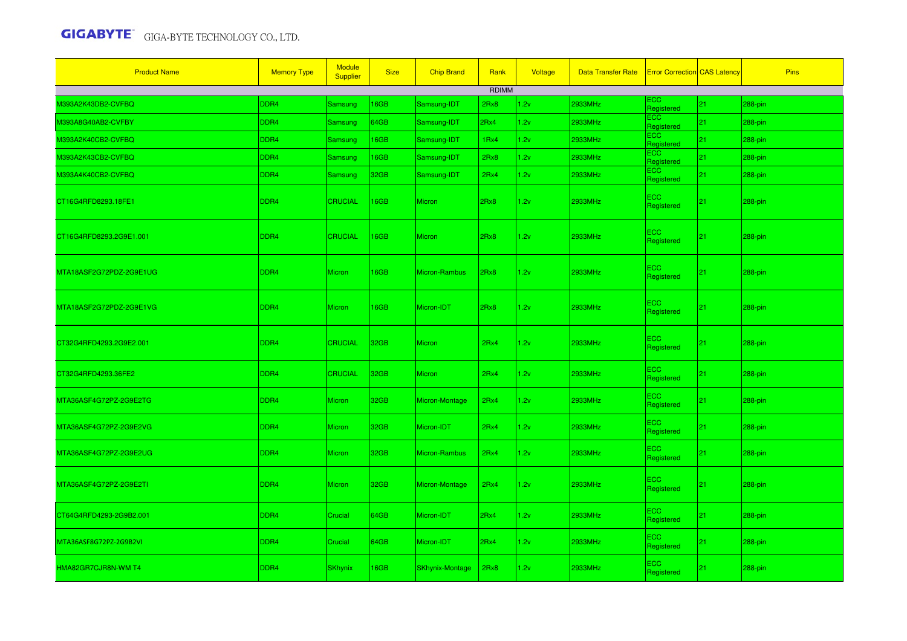| Product Name | Memory Type | Module Supplier | Size | Chip Brand | Rank | Voltage | Data Transfer Rate | Error Correction | CAS Latency | Pins |
|---|---|---|---|---|---|---|---|---|---|---|
| | | | | | RDIMM | | | | | |
| M393A2K43DB2-CVFBQ | DDR4 | Samsung | 16GB | Samsung-IDT | 2Rx8 | 1.2v | 2933MHz | ECC Registered | 21 | 288-pin |
| M393A8G40AB2-CVFBY | DDR4 | Samsung | 64GB | Samsung-IDT | 2Rx4 | 1.2v | 2933MHz | ECC Registered | 21 | 288-pin |
| M393A2K40CB2-CVFBQ | DDR4 | Samsung | 16GB | Samsung-IDT | 1Rx4 | 1.2v | 2933MHz | ECC Registered | 21 | 288-pin |
| M393A2K43CB2-CVFBQ | DDR4 | Samsung | 16GB | Samsung-IDT | 2Rx8 | 1.2v | 2933MHz | ECC Registered | 21 | 288-pin |
| M393A4K40CB2-CVFBQ | DDR4 | Samsung | 32GB | Samsung-IDT | 2Rx4 | 1.2v | 2933MHz | ECC Registered | 21 | 288-pin |
| CT16G4RFD8293.18FE1 | DDR4 | CRUCIAL | 16GB | Micron | 2Rx8 | 1.2v | 2933MHz | ECC Registered | 21 | 288-pin |
| CT16G4RFD8293.2G9E1.001 | DDR4 | CRUCIAL | 16GB | Micron | 2Rx8 | 1.2v | 2933MHz | ECC Registered | 21 | 288-pin |
| MTA18ASF2G72PDZ-2G9E1UG | DDR4 | Micron | 16GB | Micron-Rambus | 2Rx8 | 1.2v | 2933MHz | ECC Registered | 21 | 288-pin |
| MTA18ASF2G72PDZ-2G9E1VG | DDR4 | Micron | 16GB | Micron-IDT | 2Rx8 | 1.2v | 2933MHz | ECC Registered | 21 | 288-pin |
| CT32G4RFD4293.2G9E2.001 | DDR4 | CRUCIAL | 32GB | Micron | 2Rx4 | 1.2v | 2933MHz | ECC Registered | 21 | 288-pin |
| CT32G4RFD4293.36FE2 | DDR4 | CRUCIAL | 32GB | Micron | 2Rx4 | 1.2v | 2933MHz | ECC Registered | 21 | 288-pin |
| MTA36ASF4G72PZ-2G9E2TG | DDR4 | Micron | 32GB | Micron-Montage | 2Rx4 | 1.2v | 2933MHz | ECC Registered | 21 | 288-pin |
| MTA36ASF4G72PZ-2G9E2VG | DDR4 | Micron | 32GB | Micron-IDT | 2Rx4 | 1.2v | 2933MHz | ECC Registered | 21 | 288-pin |
| MTA36ASF4G72PZ-2G9E2UG | DDR4 | Micron | 32GB | Micron-Rambus | 2Rx4 | 1.2v | 2933MHz | ECC Registered | 21 | 288-pin |
| MTA36ASF4G72PZ-2G9E2TI | DDR4 | Micron | 32GB | Micron-Montage | 2Rx4 | 1.2v | 2933MHz | ECC Registered | 21 | 288-pin |
| CT64G4RFD4293-2G9B2.001 | DDR4 | Crucial | 64GB | Micron-IDT | 2Rx4 | 1.2v | 2933MHz | ECC Registered | 21 | 288-pin |
| MTA36ASF8G72PZ-2G9B2VI | DDR4 | Crucial | 64GB | Micron-IDT | 2Rx4 | 1.2v | 2933MHz | ECC Registered | 21 | 288-pin |
| HMA82GR7CJR8N-WM T4 | DDR4 | SKhynix | 16GB | SKhynix-Montage | 2Rx8 | 1.2v | 2933MHz | ECC Registered | 21 | 288-pin |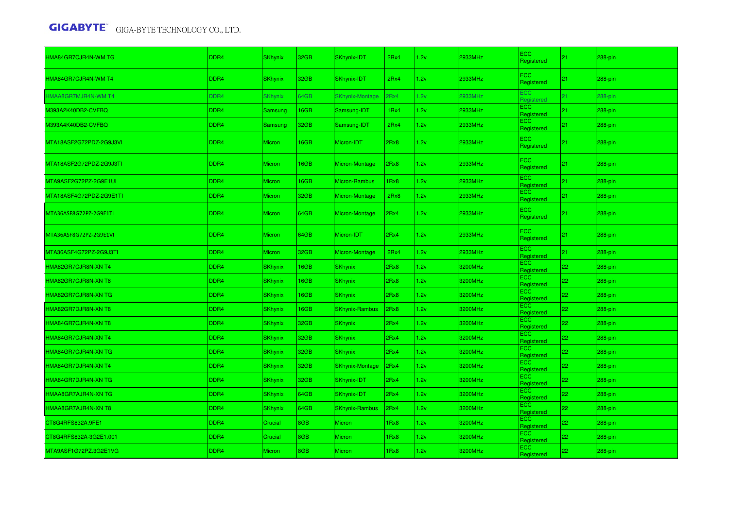| HMA84GR7CJR4N-WM TG | DDR4 | SKhynix | 32GB | SKhynix-IDT | 2Rx4 | 1.2v | 2933MHz | ECC Registered | 21 | 288-pin |
|---|---|---|---|---|---|---|---|---|---|---|
| HMA84GR7CJR4N-WM T4 | DDR4 | SKhynix | 32GB | SKhynix-IDT | 2Rx4 | 1.2v | 2933MHz | ECC Registered | 21 | 288-pin |
| HMAA8GR7MJR4N-WM T4 | DDR4 | SKhynix | 64GB | SKhynix-Montage | 2Rx4 | 1.2v | 2933MHz | ECC Registered | 21 | 288-pin |
| M393A2K40DB2-CVFBQ | DDR4 | Samsung | 16GB | Samsung-IDT | 1Rx4 | 1.2v | 2933MHz | ECC Registered | 21 | 288-pin |
| M393A4K40DB2-CVFBQ | DDR4 | Samsung | 32GB | Samsung-IDT | 2Rx4 | 1.2v | 2933MHz | ECC Registered | 21 | 288-pin |
| MTA18ASF2G72PDZ-2G9J3VI | DDR4 | Micron | 16GB | Micron-IDT | 2Rx8 | 1.2v | 2933MHz | ECC Registered | 21 | 288-pin |
| MTA18ASF2G72PDZ-2G9J3TI | DDR4 | Micron | 16GB | Micron-Montage | 2Rx8 | 1.2v | 2933MHz | ECC Registered | 21 | 288-pin |
| MTA9ASF2G72PZ-2G9E1UI | DDR4 | Micron | 16GB | Micron-Rambus | 1Rx8 | 1.2v | 2933MHz | ECC Registered | 21 | 288-pin |
| MTA18ASF4G72PDZ-2G9E1TI | DDR4 | Micron | 32GB | Micron-Montage | 2Rx8 | 1.2v | 2933MHz | ECC Registered | 21 | 288-pin |
| MTA36ASF8G72PZ-2G9E1TI | DDR4 | Micron | 64GB | Micron-Montage | 2Rx4 | 1.2v | 2933MHz | ECC Registered | 21 | 288-pin |
| MTA36ASF8G72PZ-2G9E1VI | DDR4 | Micron | 64GB | Micron-IDT | 2Rx4 | 1.2v | 2933MHz | ECC Registered | 21 | 288-pin |
| MTA36ASF4G72PZ-2G9J3TI | DDR4 | Micron | 32GB | Micron-Montage | 2Rx4 | 1.2v | 2933MHz | ECC Registered | 21 | 288-pin |
| HMA82GR7CJR8N-XN T4 | DDR4 | SKhynix | 16GB | SKhynix | 2Rx8 | 1.2v | 3200MHz | ECC Registered | 22 | 288-pin |
| HMA82GR7CJR8N-XN T8 | DDR4 | SKhynix | 16GB | SKhynix | 2Rx8 | 1.2v | 3200MHz | ECC Registered | 22 | 288-pin |
| HMA82GR7CJR8N-XN TG | DDR4 | SKhynix | 16GB | SKhynix | 2Rx8 | 1.2v | 3200MHz | ECC Registered | 22 | 288-pin |
| HMA82GR7DJR8N-XN T8 | DDR4 | SKhynix | 16GB | SKhynix-Rambus | 2Rx8 | 1.2v | 3200MHz | ECC Registered | 22 | 288-pin |
| HMA84GR7CJR4N-XN T8 | DDR4 | SKhynix | 32GB | SKhynix | 2Rx4 | 1.2v | 3200MHz | ECC Registered | 22 | 288-pin |
| HMA84GR7CJR4N-XN T4 | DDR4 | SKhynix | 32GB | SKhynix | 2Rx4 | 1.2v | 3200MHz | ECC Registered | 22 | 288-pin |
| HMA84GR7CJR4N-XN TG | DDR4 | SKhynix | 32GB | SKhynix | 2Rx4 | 1.2v | 3200MHz | ECC Registered | 22 | 288-pin |
| HMA84GR7DJR4N-XN T4 | DDR4 | SKhynix | 32GB | SKhynix-Montage | 2Rx4 | 1.2v | 3200MHz | ECC Registered | 22 | 288-pin |
| HMA84GR7DJR4N-XN TG | DDR4 | SKhynix | 32GB | SKhynix-IDT | 2Rx4 | 1.2v | 3200MHz | ECC Registered | 22 | 288-pin |
| HMAA8GR7AJR4N-XN TG | DDR4 | SKhynix | 64GB | SKhynix-IDT | 2Rx4 | 1.2v | 3200MHz | ECC Registered | 22 | 288-pin |
| HMAA8GR7AJR4N-XN T8 | DDR4 | SKhynix | 64GB | SKhynix-Rambus | 2Rx4 | 1.2v | 3200MHz | ECC Registered | 22 | 288-pin |
| CT8G4RFS832A.9FE1 | DDR4 | Crucial | 8GB | Micron | 1Rx8 | 1.2v | 3200MHz | ECC Registered | 22 | 288-pin |
| CT8G4RFS832A-3G2E1.001 | DDR4 | Crucial | 8GB | Micron | 1Rx8 | 1.2v | 3200MHz | ECC Registered | 22 | 288-pin |
| MTA9ASF1G72PZ.3G2E1VG | DDR4 | Micron | 8GB | Micron | 1Rx8 | 1.2v | 3200MHz | ECC Registered | 22 | 288-pin |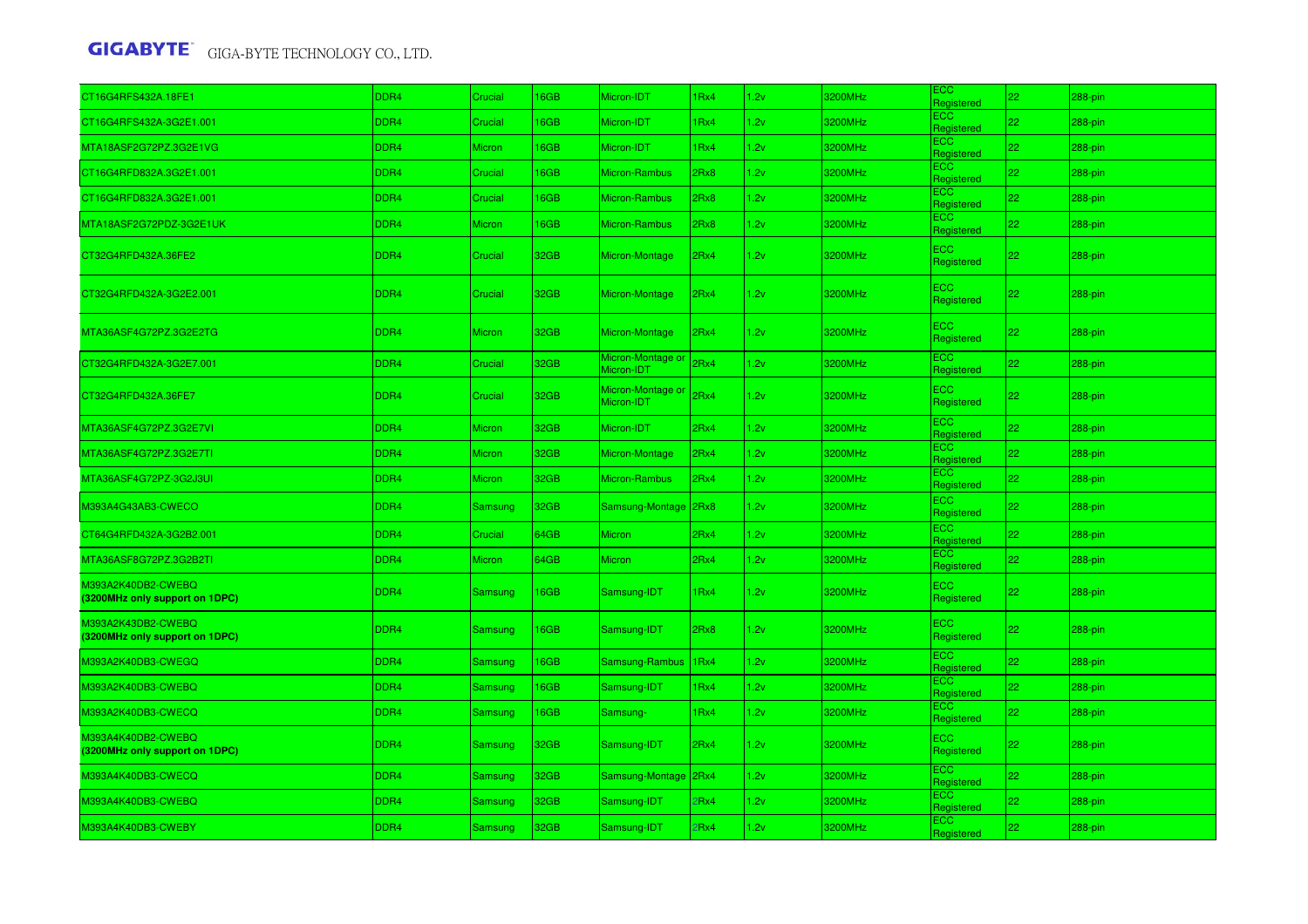| | | | | | | | | | | |
|---|---|---|---|---|---|---|---|---|---|---|
| CT16G4RFS432A.18FE1 | DDR4 | Crucial | 16GB | Micron-IDT | 1Rx4 | 1.2v | 3200MHz | ECC Registered | 22 | 288-pin |
| CT16G4RFS432A-3G2E1.001 | DDR4 | Crucial | 16GB | Micron-IDT | 1Rx4 | 1.2v | 3200MHz | ECC Registered | 22 | 288-pin |
| MTA18ASF2G72PZ.3G2E1VG | DDR4 | Micron | 16GB | Micron-IDT | 1Rx4 | 1.2v | 3200MHz | ECC Registered | 22 | 288-pin |
| CT16G4RFD832A.3G2E1.001 | DDR4 | Crucial | 16GB | Micron-Rambus | 2Rx8 | 1.2v | 3200MHz | ECC Registered | 22 | 288-pin |
| CT16G4RFD832A.3G2E1.001 | DDR4 | Crucial | 16GB | Micron-Rambus | 2Rx8 | 1.2v | 3200MHz | ECC Registered | 22 | 288-pin |
| MTA18ASF2G72PDZ-3G2E1UK | DDR4 | Micron | 16GB | Micron-Rambus | 2Rx8 | 1.2v | 3200MHz | ECC Registered | 22 | 288-pin |
| CT32G4RFD432A.36FE2 | DDR4 | Crucial | 32GB | Micron-Montage | 2Rx4 | 1.2v | 3200MHz | ECC Registered | 22 | 288-pin |
| CT32G4RFD432A-3G2E2.001 | DDR4 | Crucial | 32GB | Micron-Montage | 2Rx4 | 1.2v | 3200MHz | ECC Registered | 22 | 288-pin |
| MTA36ASF4G72PZ.3G2E2TG | DDR4 | Micron | 32GB | Micron-Montage | 2Rx4 | 1.2v | 3200MHz | ECC Registered | 22 | 288-pin |
| CT32G4RFD432A-3G2E7.001 | DDR4 | Crucial | 32GB | Micron-Montage or Micron-IDT | 2Rx4 | 1.2v | 3200MHz | ECC Registered | 22 | 288-pin |
| CT32G4RFD432A.36FE7 | DDR4 | Crucial | 32GB | Micron-Montage or Micron-IDT | 2Rx4 | 1.2v | 3200MHz | ECC Registered | 22 | 288-pin |
| MTA36ASF4G72PZ.3G2E7VI | DDR4 | Micron | 32GB | Micron-IDT | 2Rx4 | 1.2v | 3200MHz | ECC Registered | 22 | 288-pin |
| MTA36ASF4G72PZ.3G2E7TI | DDR4 | Micron | 32GB | Micron-Montage | 2Rx4 | 1.2v | 3200MHz | ECC Registered | 22 | 288-pin |
| MTA36ASF4G72PZ-3G2J3UI | DDR4 | Micron | 32GB | Micron-Rambus | 2Rx4 | 1.2v | 3200MHz | ECC Registered | 22 | 288-pin |
| M393A4G43AB3-CWECO | DDR4 | Samsung | 32GB | Samsung-Montage | 2Rx8 | 1.2v | 3200MHz | ECC Registered | 22 | 288-pin |
| CT64G4RFD432A-3G2B2.001 | DDR4 | Crucial | 64GB | Micron | 2Rx4 | 1.2v | 3200MHz | ECC Registered | 22 | 288-pin |
| MTA36ASF8G72PZ.3G2B2TI | DDR4 | Micron | 64GB | Micron | 2Rx4 | 1.2v | 3200MHz | ECC Registered | 22 | 288-pin |
| M393A2K40DB2-CWEBQ **(3200MHz only support on 1DPC)** | DDR4 | Samsung | 16GB | Samsung-IDT | 1Rx4 | 1.2v | 3200MHz | ECC Registered | 22 | 288-pin |
| M393A2K43DB2-CWEBQ **(3200MHz only support on 1DPC)** | DDR4 | Samsung | 16GB | Samsung-IDT | 2Rx8 | 1.2v | 3200MHz | ECC Registered | 22 | 288-pin |
| M393A2K40DB3-CWEGQ | DDR4 | Samsung | 16GB | Samsung-Rambus | 1Rx4 | 1.2v | 3200MHz | ECC Registered | 22 | 288-pin |
| M393A2K40DB3-CWEBQ | DDR4 | Samsung | 16GB | Samsung-IDT | 1Rx4 | 1.2v | 3200MHz | ECC Registered | 22 | 288-pin |
| M393A2K40DB3-CWECQ | DDR4 | Samsung | 16GB | Samsung- | 1Rx4 | 1.2v | 3200MHz | ECC Registered | 22 | 288-pin |
| M393A4K40DB2-CWEBQ **(3200MHz only support on 1DPC)** | DDR4 | Samsung | 32GB | Samsung-IDT | 2Rx4 | 1.2v | 3200MHz | ECC Registered | 22 | 288-pin |
| M393A4K40DB3-CWECQ | DDR4 | Samsung | 32GB | Samsung-Montage | 2Rx4 | 1.2v | 3200MHz | ECC Registered | 22 | 288-pin |
| M393A4K40DB3-CWEBQ | DDR4 | Samsung | 32GB | Samsung-IDT | 2Rx4 | 1.2v | 3200MHz | ECC Registered | 22 | 288-pin |
| M393A4K40DB3-CWEBY | DDR4 | Samsung | 32GB | Samsung-IDT | 2Rx4 | 1.2v | 3200MHz | ECC Registered | 22 | 288-pin |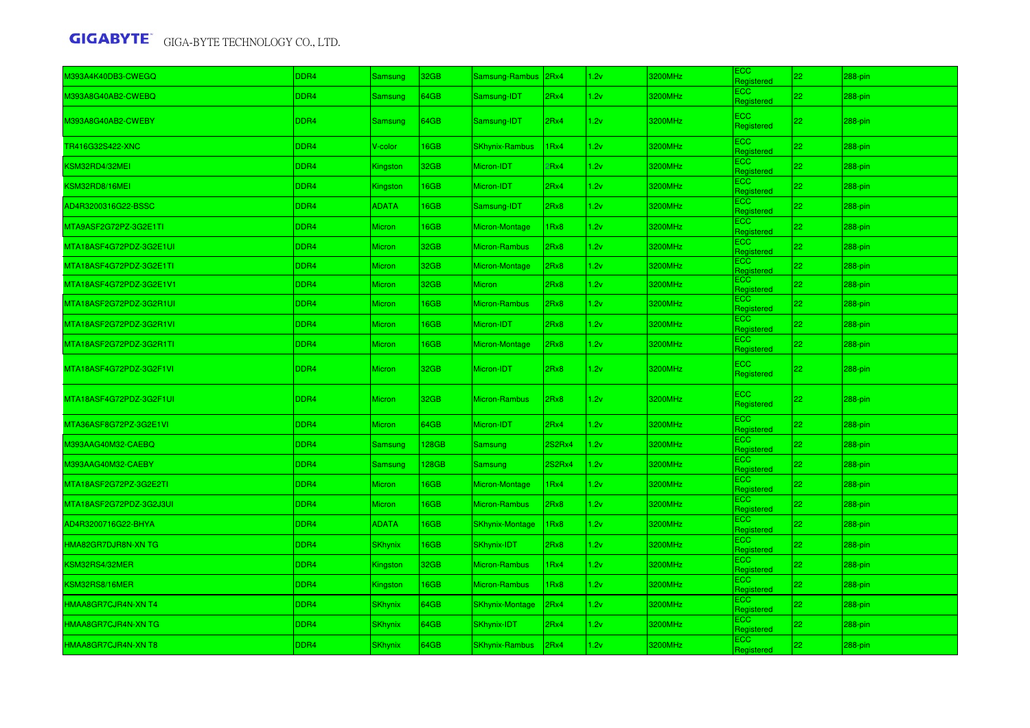| M393A4K40DB3-CWEGQ | DDR4 | Samsung | 32GB | Samsung-Rambus | 2Rx4 | 1.2v | 3200MHz | ECC Registered | 22 | 288-pin |
|---|---|---|---|---|---|---|---|---|---|---|
| M393A8G40AB2-CWEBQ | DDR4 | Samsung | 64GB | Samsung-IDT | 2Rx4 | 1.2v | 3200MHz | ECC Registered | 22 | 288-pin |
| M393A8G40AB2-CWEBY | DDR4 | Samsung | 64GB | Samsung-IDT | 2Rx4 | 1.2v | 3200MHz | ECC Registered | 22 | 288-pin |
| TR416G32S422-XNC | DDR4 | V-color | 16GB | SKhynix-Rambus | 1Rx4 | 1.2v | 3200MHz | ECC Registered | 22 | 288-pin |
| KSM32RD4/32MEI | DDR4 | Kingston | 32GB | Micron-IDT | 2Rx4 | 1.2v | 3200MHz | ECC Registered | 22 | 288-pin |
| KSM32RD8/16MEI | DDR4 | Kingston | 16GB | Micron-IDT | 2Rx4 | 1.2v | 3200MHz | ECC Registered | 22 | 288-pin |
| AD4R3200316G22-BSSC | DDR4 | ADATA | 16GB | Samsung-IDT | 2Rx8 | 1.2v | 3200MHz | ECC Registered | 22 | 288-pin |
| MTA9ASF2G72PZ-3G2E1TI | DDR4 | Micron | 16GB | Micron-Montage | 1Rx8 | 1.2v | 3200MHz | ECC Registered | 22 | 288-pin |
| MTA18ASF4G72PDZ-3G2E1UI | DDR4 | Micron | 32GB | Micron-Rambus | 2Rx8 | 1.2v | 3200MHz | ECC Registered | 22 | 288-pin |
| MTA18ASF4G72PDZ-3G2E1TI | DDR4 | Micron | 32GB | Micron-Montage | 2Rx8 | 1.2v | 3200MHz | ECC Registered | 22 | 288-pin |
| MTA18ASF4G72PDZ-3G2E1V1 | DDR4 | Micron | 32GB | Micron | 2Rx8 | 1.2v | 3200MHz | ECC Registered | 22 | 288-pin |
| MTA18ASF2G72PDZ-3G2R1UI | DDR4 | Micron | 16GB | Micron-Rambus | 2Rx8 | 1.2v | 3200MHz | ECC Registered | 22 | 288-pin |
| MTA18ASF2G72PDZ-3G2R1VI | DDR4 | Micron | 16GB | Micron-IDT | 2Rx8 | 1.2v | 3200MHz | ECC Registered | 22 | 288-pin |
| MTA18ASF2G72PDZ-3G2R1TI | DDR4 | Micron | 16GB | Micron-Montage | 2Rx8 | 1.2v | 3200MHz | ECC Registered | 22 | 288-pin |
| MTA18ASF4G72PDZ-3G2F1VI | DDR4 | Micron | 32GB | Micron-IDT | 2Rx8 | 1.2v | 3200MHz | ECC Registered | 22 | 288-pin |
| MTA18ASF4G72PDZ-3G2F1UI | DDR4 | Micron | 32GB | Micron-Rambus | 2Rx8 | 1.2v | 3200MHz | ECC Registered | 22 | 288-pin |
| MTA36ASF8G72PZ-3G2E1VI | DDR4 | Micron | 64GB | Micron-IDT | 2Rx4 | 1.2v | 3200MHz | ECC Registered | 22 | 288-pin |
| M393AAG40M32-CAEBQ | DDR4 | Samsung | 128GB | Samsung | 2S2Rx4 | 1.2v | 3200MHz | ECC Registered | 22 | 288-pin |
| M393AAG40M32-CAEBY | DDR4 | Samsung | 128GB | Samsung | 2S2Rx4 | 1.2v | 3200MHz | ECC Registered | 22 | 288-pin |
| MTA18ASF2G72PZ-3G2E2TI | DDR4 | Micron | 16GB | Micron-Montage | 1Rx4 | 1.2v | 3200MHz | ECC Registered | 22 | 288-pin |
| MTA18ASF2G72PDZ-3G2J3UI | DDR4 | Micron | 16GB | Micron-Rambus | 2Rx8 | 1.2v | 3200MHz | ECC Registered | 22 | 288-pin |
| AD4R3200716G22-BHYA | DDR4 | ADATA | 16GB | SKhynix-Montage | 1Rx8 | 1.2v | 3200MHz | ECC Registered | 22 | 288-pin |
| HMA82GR7DJR8N-XN TG | DDR4 | SKhynix | 16GB | SKhynix-IDT | 2Rx8 | 1.2v | 3200MHz | ECC Registered | 22 | 288-pin |
| KSM32RS4/32MER | DDR4 | Kingston | 32GB | Micron-Rambus | 1Rx4 | 1.2v | 3200MHz | ECC Registered | 22 | 288-pin |
| KSM32RS8/16MER | DDR4 | Kingston | 16GB | Micron-Rambus | 1Rx8 | 1.2v | 3200MHz | ECC Registered | 22 | 288-pin |
| HMAA8GR7CJR4N-XN T4 | DDR4 | SKhynix | 64GB | SKhynix-Montage | 2Rx4 | 1.2v | 3200MHz | ECC Registered | 22 | 288-pin |
| HMAA8GR7CJR4N-XN TG | DDR4 | SKhynix | 64GB | SKhynix-IDT | 2Rx4 | 1.2v | 3200MHz | ECC Registered | 22 | 288-pin |
| HMAA8GR7CJR4N-XN T8 | DDR4 | SKhynix | 64GB | SKhynix-Rambus | 2Rx4 | 1.2v | 3200MHz | ECC Registered | 22 | 288-pin |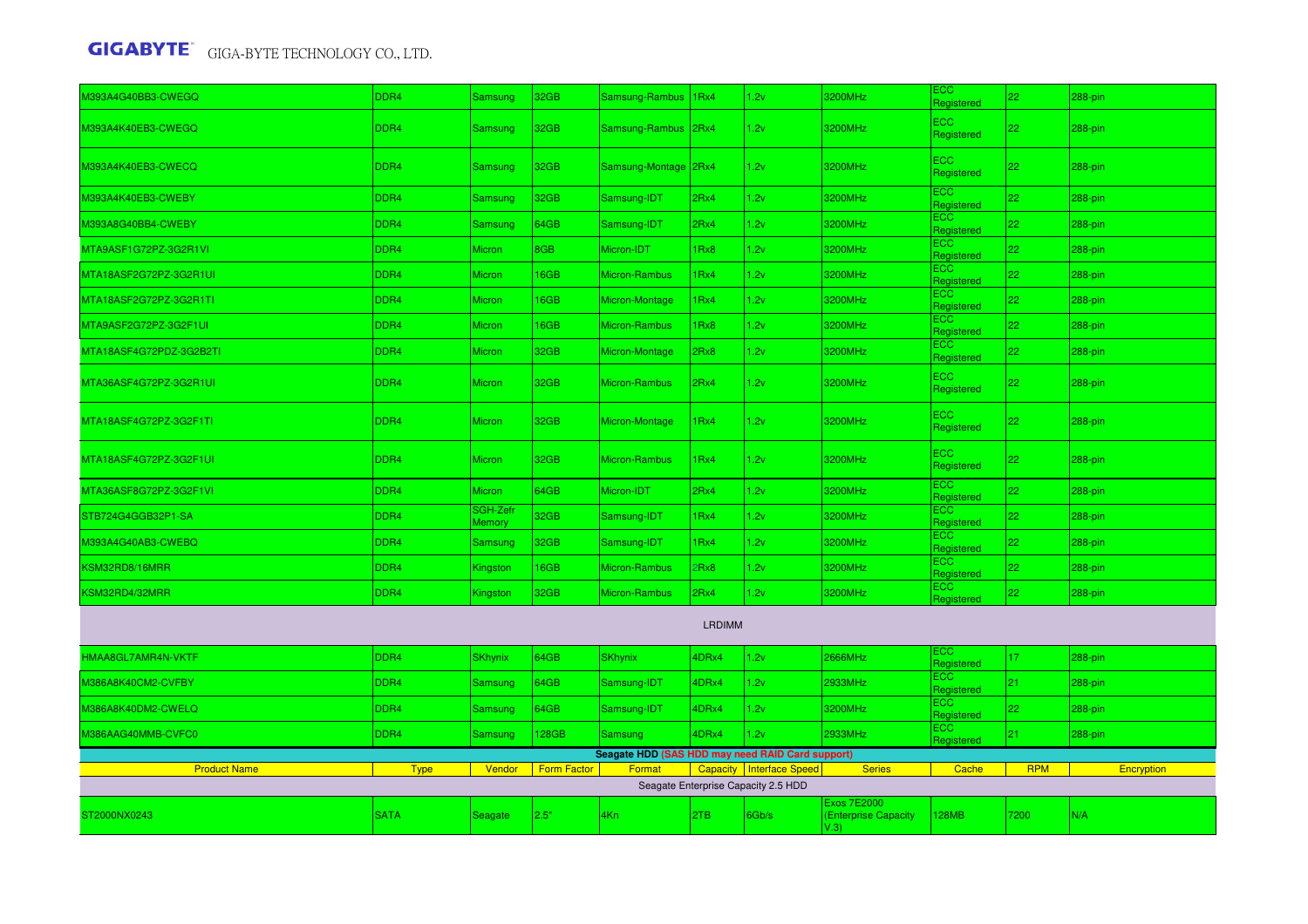| | | | | | | | | | | |
|---|---|---|---|---|---|---|---|---|---|---|
| M393A4G40BB3-CWEGQ | DDR4 | Samsung | 32GB | Samsung-Rambus | 1Rx4 | 1.2v | 3200MHz | ECC Registered | 22 | 288-pin |
| M393A4K40EB3-CWEGQ | DDR4 | Samsung | 32GB | Samsung-Rambus | 2Rx4 | 1.2v | 3200MHz | ECC Registered | 22 | 288-pin |
| M393A4K40EB3-CWECQ | DDR4 | Samsung | 32GB | Samsung-Montage | 2Rx4 | 1.2v | 3200MHz | ECC Registered | 22 | 288-pin |
| M393A4K40EB3-CWEBY | DDR4 | Samsung | 32GB | Samsung-IDT | 2Rx4 | 1.2v | 3200MHz | ECC Registered | 22 | 288-pin |
| M393A8G40BB4-CWEBY | DDR4 | Samsung | 64GB | Samsung-IDT | 2Rx4 | 1.2v | 3200MHz | ECC Registered | 22 | 288-pin |
| MTA9ASF1G72PZ-3G2R1VI | DDR4 | Micron | 8GB | Micron-IDT | 1Rx8 | 1.2v | 3200MHz | ECC Registered | 22 | 288-pin |
| MTA18ASF2G72PZ-3G2R1UI | DDR4 | Micron | 16GB | Micron-Rambus | 1Rx4 | 1.2v | 3200MHz | ECC Registered | 22 | 288-pin |
| MTA18ASF2G72PZ-3G2R1TI | DDR4 | Micron | 16GB | Micron-Montage | 1Rx4 | 1.2v | 3200MHz | ECC Registered | 22 | 288-pin |
| MTA9ASF2G72PZ-3G2F1UI | DDR4 | Micron | 16GB | Micron-Rambus | 1Rx8 | 1.2v | 3200MHz | ECC Registered | 22 | 288-pin |
| MTA18ASF4G72PDZ-3G2B2TI | DDR4 | Micron | 32GB | Micron-Montage | 2Rx8 | 1.2v | 3200MHz | ECC Registered | 22 | 288-pin |
| MTA36ASF4G72PZ-3G2R1UI | DDR4 | Micron | 32GB | Micron-Rambus | 2Rx4 | 1.2v | 3200MHz | ECC Registered | 22 | 288-pin |
| MTA18ASF4G72PZ-3G2F1TI | DDR4 | Micron | 32GB | Micron-Montage | 1Rx4 | 1.2v | 3200MHz | ECC Registered | 22 | 288-pin |
| MTA18ASF4G72PZ-3G2F1UI | DDR4 | Micron | 32GB | Micron-Rambus | 1Rx4 | 1.2v | 3200MHz | ECC Registered | 22 | 288-pin |
| MTA36ASF8G72PZ-3G2F1VI | DDR4 | Micron | 64GB | Micron-IDT | 2Rx4 | 1.2v | 3200MHz | ECC Registered | 22 | 288-pin |
| STB724G4GGB32P1-SA | DDR4 | SGH-Zefr Memory | 32GB | Samsung-IDT | 1Rx4 | 1.2v | 3200MHz | ECC Registered | 22 | 288-pin |
| M393A4G40AB3-CWEBQ | DDR4 | Samsung | 32GB | Samsung-IDT | 1Rx4 | 1.2v | 3200MHz | ECC Registered | 22 | 288-pin |
| KSM32RD8/16MRR | DDR4 | Kingston | 16GB | Micron-Rambus | 2Rx8 | 1.2v | 3200MHz | ECC Registered | 22 | 288-pin |
| KSM32RD4/32MRR | DDR4 | Kingston | 32GB | Micron-Rambus | 2Rx4 | 1.2v | 3200MHz | ECC Registered | 22 | 288-pin |
| LRDIMM | | | | | | | | | | |
| HMAA8GL7AMR4N-VKTF | DDR4 | SKhynix | 64GB | SKhynix | 4DRx4 | 1.2v | 2666MHz | ECC Registered | 17 | 288-pin |
| M386A8K40CM2-CVFBY | DDR4 | Samsung | 64GB | Samsung-IDT | 4DRx4 | 1.2v | 2933MHz | ECC Registered | 21 | 288-pin |
| M386A8K40DM2-CWELQ | DDR4 | Samsung | 64GB | Samsung-IDT | 4DRx4 | 1.2v | 3200MHz | ECC Registered | 22 | 288-pin |
| M386AAG40MMB-CVFC0 | DDR4 | Samsung | 128GB | Samsung | 4DRx4 | 1.2v | 2933MHz | ECC Registered | 21 | 288-pin |

**Seagate HDD (SAS HDD may need RAID Card support)**

| Product Name | Type | Vendor | Form Factor | Format | Capacity | Interface Speed | Series | Cache | RPM | Encryption |
|---|---|---|---|---|---|---|---|---|---|---|
| Seagate Enterprise Capacity 2.5 HDD | | | | | | | | | | |
| ST2000NX0243 | SATA | Seagate | 2.5" | 4Kn | 2TB | 6Gb/s | Exos 7E2000 (Enterprise Capacity V.3) | 128MB | 7200 | N/A |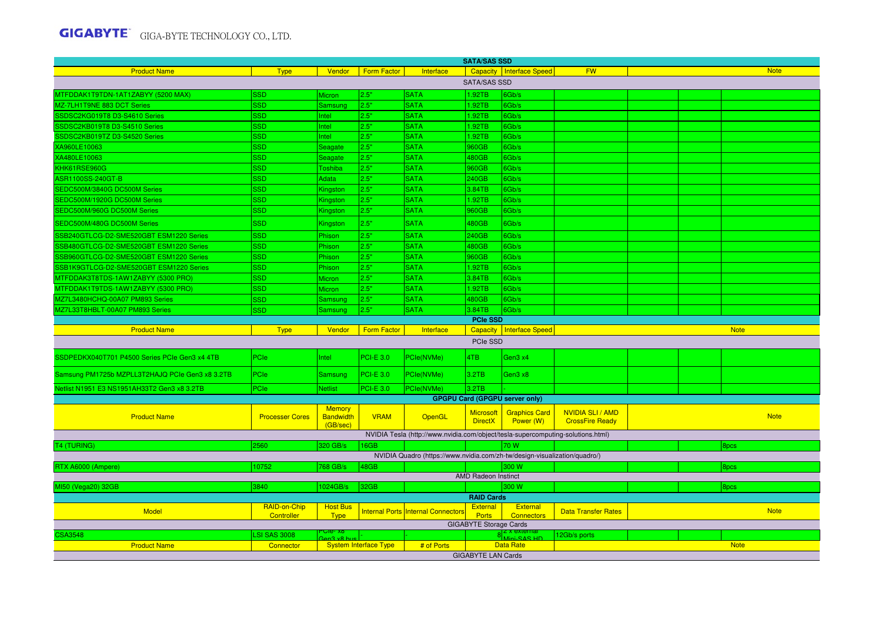**GIGABYTE** GIGA-BYTE TECHNOLOGY CO., LTD.

| SATA/SAS SSD | | | | | | | | | | |
|---|---|---|---|---|---|---|---|---|---|---|
| Product Name | Type | Vendor | Form Factor | Interface | Capacity | Interface Speed | FW | | | Note |
| SATA/SAS SSD | | | | | | | | | | |
| MTFDDAK1T9TDN-1AT1ZABYY (5200 MAX) | SSD | Micron | 2.5" | SATA | 1.92TB | 6Gb/s | | | | |
| MZ-7LH1T9NE 883 DCT Series | SSD | Samsung | 2.5" | SATA | 1.92TB | 6Gb/s | | | | |
| SSDSC2KG019T8 D3-S4610 Series | SSD | Intel | 2.5" | SATA | 1.92TB | 6Gb/s | | | | |
| SSDSC2KB019T8 D3-S4510 Series | SSD | Intel | 2.5" | SATA | 1.92TB | 6Gb/s | | | | |
| SSDSC2KB019TZ D3-S4520 Series | SSD | Intel | 2.5" | SATA | 1.92TB | 6Gb/s | | | | |
| XA960LE10063 | SSD | Seagate | 2.5" | SATA | 960GB | 6Gb/s | | | | |
| XA480LE10063 | SSD | Seagate | 2.5" | SATA | 480GB | 6Gb/s | | | | |
| KHK61RSE960G | SSD | Toshiba | 2.5" | SATA | 960GB | 6Gb/s | | | | |
| ASR1100SS-240GT-B | SSD | Adata | 2.5" | SATA | 240GB | 6Gb/s | | | | |
| SEDC500M/3840G DC500M Series | SSD | Kingston | 2.5" | SATA | 3.84TB | 6Gb/s | | | | |
| SEDC500M/1920G DC500M Series | SSD | Kingston | 2.5" | SATA | 1.92TB | 6Gb/s | | | | |
| SEDC500M/960G DC500M Series | SSD | Kingston | 2.5" | SATA | 960GB | 6Gb/s | | | | |
| SEDC500M/480G DC500M Series | SSD | Kingston | 2.5" | SATA | 480GB | 6Gb/s | | | | |
| SSB240GTLCG-D2-SME520GBT ESM1220 Series | SSD | Phison | 2.5" | SATA | 240GB | 6Gb/s | | | | |
| SSB480GTLCG-D2-SME520GBT ESM1220 Series | SSD | Phison | 2.5" | SATA | 480GB | 6Gb/s | | | | |
| SSB960GTLCG-D2-SME520GBT ESM1220 Series | SSD | Phison | 2.5" | SATA | 960GB | 6Gb/s | | | | |
| SSB1K9GTLCG-D2-SME520GBT ESM1220 Series | SSD | Phison | 2.5" | SATA | 1.92TB | 6Gb/s | | | | |
| MTFDDAK3T8TDS-1AW1ZABYY (5300 PRO) | SSD | Micron | 2.5" | SATA | 3.84TB | 6Gb/s | | | | |
| MTFDDAK1T9TDS-1AW1ZABYY (5300 PRO) | SSD | Micron | 2.5" | SATA | 1.92TB | 6Gb/s | | | | |
| MZ7L3480HCHQ-00A07 PM893 Series | SSD | Samsung | 2.5" | SATA | 480GB | 6Gb/s | | | | |
| MZ7L33T8HBLT-00A07 PM893 Series | SSD | Samsung | 2.5" | SATA | 3.84TB | 6Gb/s | | | | |

| PCIe SSD | | | | | | | | | | |
|---|---|---|---|---|---|---|---|---|---|---|
| Product Name | Type | Vendor | Form Factor | Interface | Capacity | Interface Speed | Note | | | |
| PCIe SSD | | | | | | | | | | |
| SSDPEDKX040T701 P4500 Series PCIe Gen3 x4 4TB | PCIe | Intel | PCI-E 3.0 | PCIe(NVMe) | 4TB | Gen3 x4 | | | | |
| Samsung PM1725b MZPLL3T2HAJQ PCIe Gen3 x8 3.2TB | PCIe | Samsung | PCI-E 3.0 | PCIe(NVMe) | 3.2TB | Gen3 x8 | | | | |
| Netlist N1951 E3 NS1951AH33T2 Gen3 x8 3.2TB | PCIe | Netlist | PCI-E 3.0 | PCIe(NVMe) | 3.2TB | - | | | | |

| GPGPU Card (GPGPU server only) | | | | | | | | | | |
|---|---|---|---|---|---|---|---|---|---|---|
| Product Name | Processer Cores | Memory Bandwidth (GB/sec) | VRAM | OpenGL | Microsoft DirectX | Graphics Card Power (W) | NVIDIA SLI / AMD CrossFire Ready | | | Note |
| NVIDIA Tesla (http://www.nvidia.com/object/tesla-supercomputing-solutions.html) | | | | | | | | | | |
| T4 (TURING) | 2560 | 320 GB/s | 16GB | | | 70 W | | | | 8pcs |
| NVIDIA Quadro (https://www.nvidia.com/zh-tw/design-visualization/quadro/) | | | | | | | | | | |
| RTX A6000 (Ampere) | 10752 | 768 GB/s | 48GB | | | 300 W | | | | 8pcs |
| AMD Radeon Instinct | | | | | | | | | | |
| MI50 (Vega20) 32GB | 3840 | 1024GB/s | 32GB | | | 300 W | | | | 8pcs |

| RAID Cards | | | | | | | | | | |
|---|---|---|---|---|---|---|---|---|---|---|
| Model | RAID-on-Chip Controller | Host Bus Type | Internal Ports | Internal Connectors | External Ports | External Connectors | Data Transfer Rates | | | Note |
| GIGABYTE Storage Cards | | | | | | | | | | |
| CSA3548 | LSI SAS 3008 | PCIe- x8 Gen3 x8 bus | | - | 8 | 2 x external Mini-SAS HD | 12Gb/s ports | | | |

| Product Name | Connector | System Interface Type | | # of Ports | Data Rate | | Note |
|---|---|---|---|---|---|---|---|
| GIGABYTE LAN Cards | | | | | | | |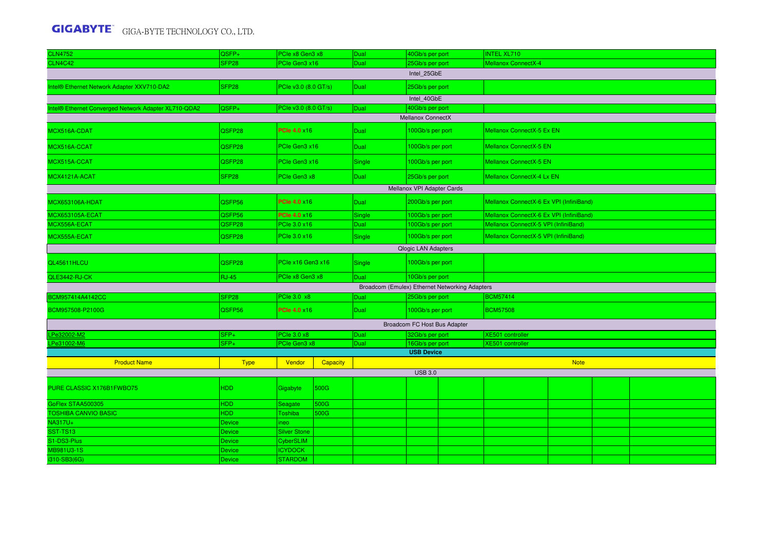| | | | | | |
|---|---|---|---|---|---|
| CLN4752 | QSFP+ | PCIe x8 Gen3 x8 | Dual | 40Gb/s per port | INTEL XL710 |
| CLN4C42 | SFP28 | PCIe Gen3 x16 | Dual | 25Gb/s per port | Mellanox ConnectX-4 |
| Intel_25GbE | | | | | |
| Intel® Ethernet Network Adapter XXV710-DA2 | SFP28 | PCIe v3.0 (8.0 GT/s) | Dual | 25Gb/s per port | |
| Intel_40GbE | | | | | |
| Intel® Ethernet Converged Network Adapter XL710-QDA2 | QSFP+ | PCIe v3.0 (8.0 GT/s) | Dual | 40Gb/s per port | |
| Mellanox ConnectX | | | | | |
| MCX516A-CDAT | QSFP28 | PCIe 4.0 x16 | Dual | 100Gb/s per port | Mellanox ConnectX-5 Ex EN |
| MCX516A-CCAT | QSFP28 | PCIe Gen3 x16 | Dual | 100Gb/s per port | Mellanox ConnectX-5 EN |
| MCX515A-CCAT | QSFP28 | PCIe Gen3 x16 | Single | 100Gb/s per port | Mellanox ConnectX-5 EN |
| MCX4121A-ACAT | SFP28 | PCIe Gen3 x8 | Dual | 25Gb/s per port | Mellanox ConnectX-4 Lx EN |
| Mellanox VPI Adapter Cards | | | | | |
| MCX653106A-HDAT | QSFP56 | PCIe 4.0 x16 | Dual | 200Gb/s per port | Mellanox ConnectX-6 Ex VPI (InfiniBand) |
| MCX653105A-ECAT | QSFP56 | PCIe 4.0 x16 | Single | 100Gb/s per port | Mellanox ConnectX-6 Ex VPI (InfiniBand) |
| MCX556A-ECAT | QSFP28 | PCIe 3.0 x16 | Dual | 100Gb/s per port | Mellanox ConnectX-5 VPI (InfiniBand) |
| MCX555A-ECAT | QSFP28 | PCIe 3.0 x16 | Single | 100Gb/s per port | Mellanox ConnectX-5 VPI (InfiniBand) |
| Qlogic LAN Adapters | | | | | |
| QL45611HLCU | QSFP28 | PCIe x16 Gen3 x16 | Single | 100Gb/s per port | |
| QLE3442-RJ-CK | RJ-45 | PCIe x8 Gen3 x8 | Dual | 10Gb/s per port | |
| Broadcom (Emulex) Ethernet Networking Adapters | | | | | |
| BCM957414A4142CC | SFP28 | PCIe 3.0 x8 | Dual | 25Gb/s per port | BCM57414 |
| BCM957508-P2100G | QSFP56 | PCIe 4.0 x16 | Dual | 100Gb/s per port | BCM57508 |
| Broadcom FC Host Bus Adapter | | | | | |
| LPe32002-M2 | SFP+ | PCIe 3.0 x8 | Dual | 32Gb/s per port | XE501 controller |
| LPe31002-M6 | SFP+ | PCIe Gen3 x8 | Dual | 16Gb/s per port | XE501 controller |

**USB Device**

| Product Name | Type | Vendor | Capacity | Note |
|---|---|---|---|---|
| USB 3.0 | | | | |
| PURE CLASSIC X176B1FWBO75 | HDD | Gigabyte | 500G | |
| GoFlex STAA500305 | HDD | Seagate | 500G | |
| TOSHIBA CANVIO BASIC | HDD | Toshiba | 500G | |
| NA317U+ | Device | ineo | | |
| SST-TS13 | Device | Silver Stone | | |
| S1-DS3-Plus | Device | CyberSLIM | | |
| MB981U3-1S | Device | ICYDOCK | | |
| i310-SB3(6G) | Device | STARDOM | | |